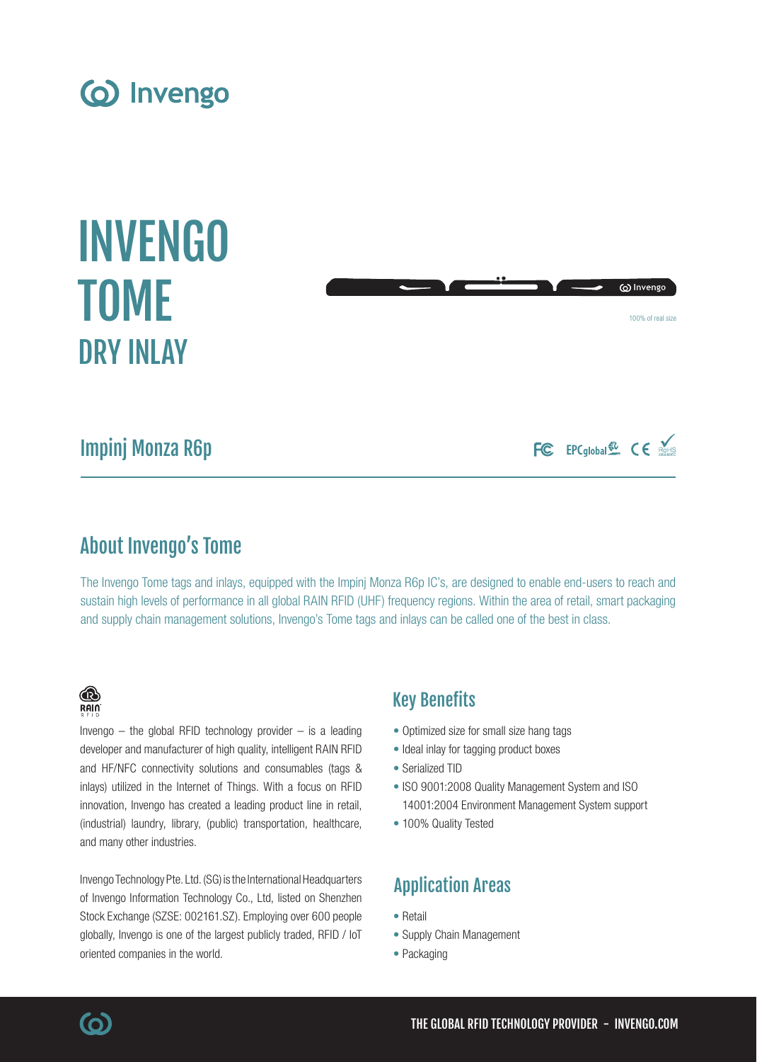# INVENGO TOME

## DRY INLAY

100% of real size

## Impinj Monza R6p

## About Invengo's Tome

The Invengo Tome tags and inlays, equipped with the Impinj Monza R6p IC's, are designed to enable end-users to reach and sustain high levels of performance in all global RAIN RFID (UHF) frequency regions. Within the area of retail, smart packaging and supply chain management solutions, Invengo's Tome tags and inlays can be called one of the best in class.

Invengo – the global RFID technology provider – is a leading developer and manufacturer of high quality, intelligent RAIN RFID and HF/NFC connectivity solutions and consumables (tags & inlays) utilized in the Internet of Things. With a focus on RFID innovation, Invengo has created a leading product line in retail, (industrial) laundry, library, (public) transportation, healthcare, and many other industries.

Invengo Technology Pte. Ltd. (SG) is the International Headquarters of Invengo Information Technology Co., Ltd, listed on Shenzhen Stock Exchange (SZSE: 002161.SZ). Employing over 600 people globally, Invengo is one of the largest publicly traded, RFID / IoT oriented companies in the world.

## Key Benefits

- Optimized size for small size hang tags
- Ideal inlay for tagging product boxes
- Serialized TID
- ISO 9001:2008 Quality Management System and ISO 14001:2004 Environment Management System support
- 100% Quality Tested

## Application Areas

- Retail
- Supply Chain Management
- Packaging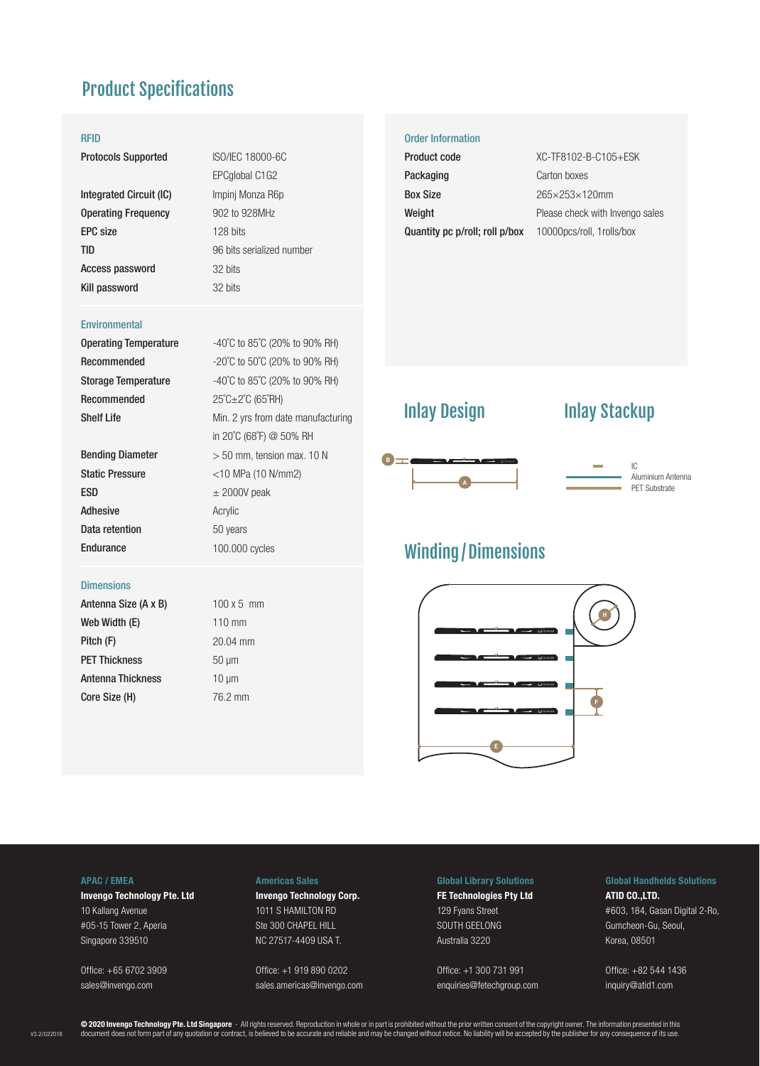# Product Specifications

## RFID

| | |
|---|---|
| Protocols Supported | ISO/IEC 18000-6C<br>EPCglobal C1G2 |
| Integrated Circuit (IC) | Impinj Monza R6p |
| Operating Frequency | 902 to 928MHz |
| EPC size | 128 bits |
| TID | 96 bits serialized number |
| Access password | 32 bits |
| Kill password | 32 bits |

## Environmental

| | |
|---|---|
| Operating Temperature | -40˚C to 85˚C (20% to 90% RH) |
| Recommended | -20˚C to 50˚C (20% to 90% RH) |
| Storage Temperature | -40˚C to 85˚C (20% to 90% RH) |
| Recommended | 25˚C±2˚C (65˚RH) |
| Shelf Life | Min. 2 yrs from date manufacturing in 20˚C (68˚F) @ 50% RH |
| Bending Diameter | > 50 mm, tension max. 10 N |
| Static Pressure | <10 MPa (10 N/mm2) |
| ESD | ± 2000V peak |
| Adhesive | Acrylic |
| Data retention | 50 years |
| Endurance | 100.000 cycles |

## Dimensions

| | |
|---|---|
| Antenna Size (A x B) | 100 x 5 mm |
| Web Width (E) | 110 mm |
| Pitch (F) | 20.04 mm |
| PET Thickness | 50 µm |
| Antenna Thickness | 10 µm |
| Core Size (H) | 76.2 mm |

## Order Information

| | |
|---|---|
| Product code | XC-TF8102-B-C105+ESK |
| Packaging | Carton boxes |
| Box Size | 265×253×120mm |
| Weight | Please check with Invengo sales |
| Quantity pc p/roll; roll p/box | 10000pcs/roll, 1rolls/box |

## Inlay Design

B

A

## Inlay Stackup

IC

Aluminium Antenna

PET Substrate

## Winding / Dimensions

H

F

E

---

**APAC / EMEA**
**Invengo Technology Pte. Ltd**
10 Kallang Avenue
#05-15 Tower 2, Aperia
Singapore 339510

Office: +65 6702 3909
sales@invengo.com

**Americas Sales**
**Invengo Technology Corp.**
1011 S HAMILTON RD
Ste 300 CHAPEL HILL
NC 27517-4409 USA T.

Office: +1 919 890 0202
sales.americas@invengo.com

**Global Library Solutions**
**FE Technologies Pty Ltd**
129 Fyans Street
SOUTH GEELONG
Australia 3220

Office: +1 300 731 991
enquiries@fetechgroup.com

**Global Handhelds Solutions**
**ATID CO.,LTD.**
#603, 184, Gasan Digital 2-Ro,
Gumcheon-Gu, Seoul,
Korea, 08501

Office: +82 544 1436
inquiry@atid1.com

**© 2020 Invengo Technology Pte. Ltd Singapore** - All rights reserved. Reproduction in whole or in part is prohibited without the prior written consent of the copyright owner. The information presented in this document does not form part of any quotation or contract, is believed to be accurate and reliable and may be changed without notice. No liability will be accepted by the publisher for any consequence of its use.

V3.2/022018